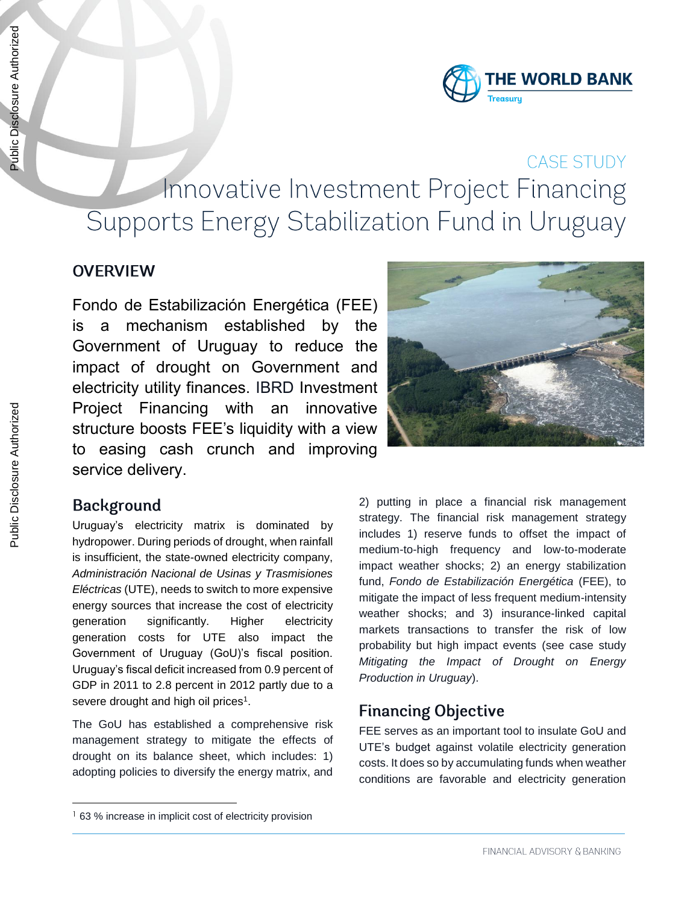CASE STUDY

# Innovative Investment Project Financing Supports Energy Stabilization Fund in Uruguay

## OVERVIEW

Fondo de Estabilización Energética (FEE) is a mechanism established by the Government of Uruguay to reduce the impact of drought on Government and electricity utility finances. IBRD Investment Project Financing with an innovative structure boosts FEE's liquidity with a view to easing cash crunch and improving service delivery.

## Background

Uruguay's electricity matrix is dominated by hydropower. During periods of drought, when rainfall is insufficient, the state-owned electricity company, *Administración Nacional de Usinas y Trasmisiones Eléctricas* (UTE), needs to switch to more expensive energy sources that increase the cost of electricity generation significantly. Higher electricity generation costs for UTE also impact the Government of Uruguay (GoU)'s fiscal position. Uruguay's fiscal deficit increased from 0.9 percent of GDP in 2011 to 2.8 percent in 2012 partly due to a severe drought and high oil prices[1].

The GoU has established a comprehensive risk management strategy to mitigate the effects of drought on its balance sheet, which includes: 1) adopting policies to diversify the energy matrix, and 2) putting in place a financial risk management strategy. The financial risk management strategy includes 1) reserve funds to offset the impact of medium-to-high frequency and low-to-moderate impact weather shocks; 2) an energy stabilization fund, *Fondo de Estabilización Energética* (FEE), to mitigate the impact of less frequent medium-intensity weather shocks; and 3) insurance-linked capital markets transactions to transfer the risk of low probability but high impact events (see case study *Mitigating the Impact of Drought on Energy Production in Uruguay*).

## Financing Objective

FEE serves as an important tool to insulate GoU and UTE's budget against volatile electricity generation costs. It does so by accumulating funds when weather conditions are favorable and electricity generation

[1] 63 % increase in implicit cost of electricity provision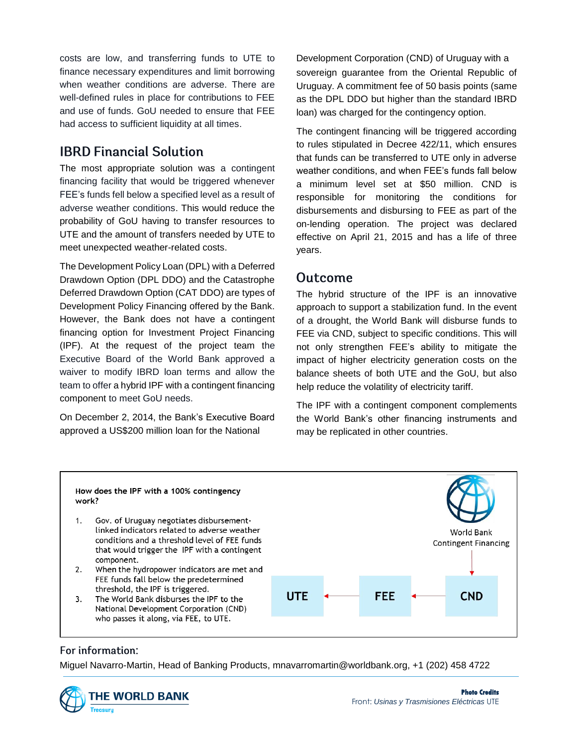costs are low, and transferring funds to UTE to finance necessary expenditures and limit borrowing when weather conditions are adverse. There are well-defined rules in place for contributions to FEE and use of funds. GoU needed to ensure that FEE had access to sufficient liquidity at all times.

## IBRD Financial Solution

The most appropriate solution was a contingent financing facility that would be triggered whenever FEE's funds fell below a specified level as a result of adverse weather conditions. This would reduce the probability of GoU having to transfer resources to UTE and the amount of transfers needed by UTE to meet unexpected weather-related costs.

The Development Policy Loan (DPL) with a Deferred Drawdown Option (DPL DDO) and the Catastrophe Deferred Drawdown Option (CAT DDO) are types of Development Policy Financing offered by the Bank. However, the Bank does not have a contingent financing option for Investment Project Financing (IPF). At the request of the project team the Executive Board of the World Bank approved a waiver to modify IBRD loan terms and allow the team to offer a hybrid IPF with a contingent financing component to meet GoU needs.

On December 2, 2014, the Bank's Executive Board approved a US$200 million loan for the National Development Corporation (CND) of Uruguay with a sovereign guarantee from the Oriental Republic of Uruguay. A commitment fee of 50 basis points (same as the DPL DDO but higher than the standard IBRD loan) was charged for the contingency option.

The contingent financing will be triggered according to rules stipulated in Decree 422/11, which ensures that funds can be transferred to UTE only in adverse weather conditions, and when FEE's funds fall below a minimum level set at $50 million. CND is responsible for monitoring the conditions for disbursements and disbursing to FEE as part of the on-lending operation. The project was declared effective on April 21, 2015 and has a life of three years.

## Outcome

The hybrid structure of the IPF is an innovative approach to support a stabilization fund. In the event of a drought, the World Bank will disburse funds to FEE via CND, subject to specific conditions. This will not only strengthen FEE's ability to mitigate the impact of higher electricity generation costs on the balance sheets of both UTE and the GoU, but also help reduce the volatility of electricity tariff.

The IPF with a contingent component complements the World Bank's other financing instruments and may be replicated in other countries.

**How does the IPF with a 100% contingency work?**

1. Gov. of Uruguay negotiates disbursement-linked indicators related to adverse weather conditions and a threshold level of FEE funds that would trigger the IPF with a contingent component.
2. When the hydropower indicators are met and FEE funds fall below the predetermined threshold, the IPF is triggered.
3. The World Bank disburses the IPF to the National Development Corporation (CND) who passes it along, via FEE, to UTE.

World Bank Contingent Financing

CND → FEE → UTE

## For information:

Miguel Navarro-Martin, Head of Banking Products, mnavarromartin@worldbank.org, +1 (202) 458 4722

THE WORLD BANK Treasury

**Photo Credits**
Front: *Usinas y Trasmisiones Eléctricas* UTE